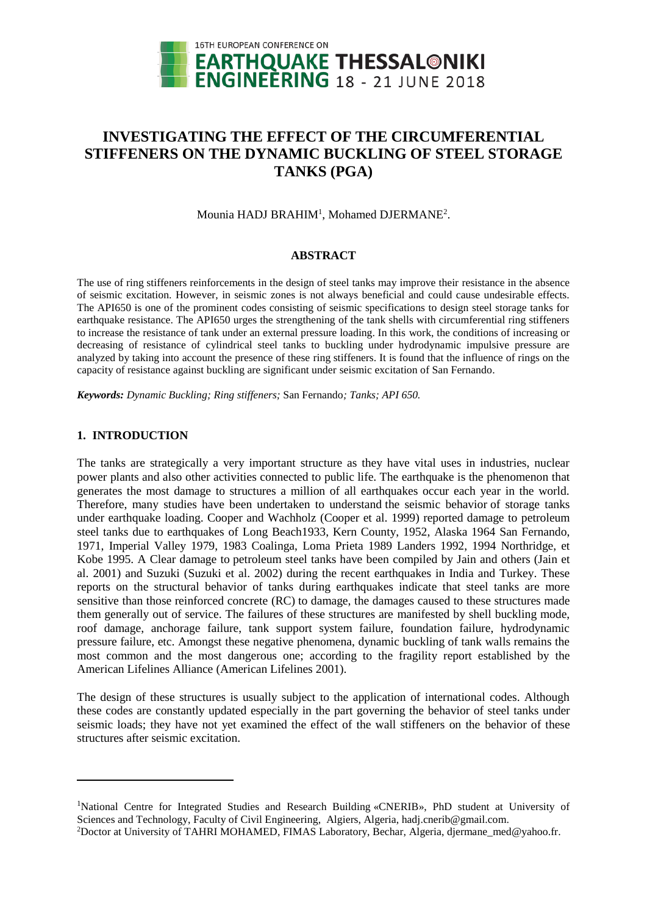# INVESTIGATING THE EFFECT OF THE CIRCUMFERENTIAL STIFFENERS ON THE DYNAMIC BUCKLING OF STEEL STORAGE TANKS (PGA)

Mounia HADJ BRAHIM[1], Mohamed DJERMANE[2].

## ABSTRACT

The use of ring stiffeners reinforcements in the design of steel tanks may improve their resistance in the absence of seismic excitation. However, in seismic zones is not always beneficial and could cause undesirable effects. The API650 is one of the prominent codes consisting of seismic specifications to design steel storage tanks for earthquake resistance. The API650 urges the strengthening of the tank shells with circumferential ring stiffeners to increase the resistance of tank under an external pressure loading. In this work, the conditions of increasing or decreasing of resistance of cylindrical steel tanks to buckling under hydrodynamic impulsive pressure are analyzed by taking into account the presence of these ring stiffeners. It is found that the influence of rings on the capacity of resistance against buckling are significant under seismic excitation of San Fernando.

***Keywords:*** *Dynamic Buckling; Ring stiffeners;* San Fernando*; Tanks; API 650.*

## 1. INTRODUCTION

The tanks are strategically a very important structure as they have vital uses in industries, nuclear power plants and also other activities connected to public life. The earthquake is the phenomenon that generates the most damage to structures a million of all earthquakes occur each year in the world. Therefore, many studies have been undertaken to understand the seismic behavior of storage tanks under earthquake loading. Cooper and Wachholz (Cooper et al. 1999) reported damage to petroleum steel tanks due to earthquakes of Long Beach1933, Kern County, 1952, Alaska 1964 San Fernando, 1971, Imperial Valley 1979, 1983 Coalinga, Loma Prieta 1989 Landers 1992, 1994 Northridge, et Kobe 1995. A Clear damage to petroleum steel tanks have been compiled by Jain and others (Jain et al. 2001) and Suzuki (Suzuki et al. 2002) during the recent earthquakes in India and Turkey. These reports on the structural behavior of tanks during earthquakes indicate that steel tanks are more sensitive than those reinforced concrete (RC) to damage, the damages caused to these structures made them generally out of service. The failures of these structures are manifested by shell buckling mode, roof damage, anchorage failure, tank support system failure, foundation failure, hydrodynamic pressure failure, etc. Amongst these negative phenomena, dynamic buckling of tank walls remains the most common and the most dangerous one; according to the fragility report established by the American Lifelines Alliance (American Lifelines 2001).

The design of these structures is usually subject to the application of international codes. Although these codes are constantly updated especially in the part governing the behavior of steel tanks under seismic loads; they have not yet examined the effect of the wall stiffeners on the behavior of these structures after seismic excitation.

---

[1]National Centre for Integrated Studies and Research Building «CNERIB», PhD student at University of Sciences and Technology, Faculty of Civil Engineering, Algiers, Algeria, hadj.cnerib@gmail.com.

[2]Doctor at University of TAHRI MOHAMED, FIMAS Laboratory, Bechar, Algeria, djermane_med@yahoo.fr.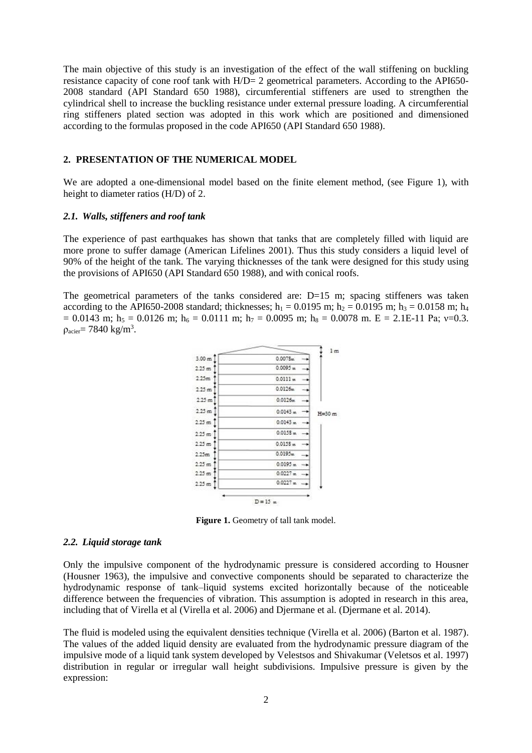The main objective of this study is an investigation of the effect of the wall stiffening on buckling resistance capacity of cone roof tank with H/D= 2 geometrical parameters. According to the API650-2008 standard (API Standard 650 1988), circumferential stiffeners are used to strengthen the cylindrical shell to increase the buckling resistance under external pressure loading. A circumferential ring stiffeners plated section was adopted in this work which are positioned and dimensioned according to the formulas proposed in the code API650 (API Standard 650 1988).

## 2. PRESENTATION OF THE NUMERICAL MODEL

We are adopted a one-dimensional model based on the finite element method, (see Figure 1), with height to diameter ratios (H/D) of 2.

### *2.1. Walls, stiffeners and roof tank*

The experience of past earthquakes has shown that tanks that are completely filled with liquid are more prone to suffer damage (American Lifelines 2001). Thus this study considers a liquid level of 90% of the height of the tank. The varying thicknesses of the tank were designed for this study using the provisions of API650 (API Standard 650 1988), and with conical roofs.

The geometrical parameters of the tanks considered are: D=15 m; spacing stiffeners was taken according to the API650-2008 standard; thicknesses; $h_1$ = 0.0195 m; $h_2$ = 0.0195 m; $h_3$ = 0.0158 m; $h_4$ = 0.0143 m; $h_5$ = 0.0126 m; $h_6$ = 0.0111 m; $h_7$ = 0.0095 m; $h_8$ = 0.0078 m. E = 2.1E-11 Pa; ν=0.3. $\rho_{acier}$= 7840 kg/m$^3$.

**Figure 1.** Geometry of tall tank model.

### *2.2. Liquid storage tank*

Only the impulsive component of the hydrodynamic pressure is considered according to Housner (Housner 1963), the impulsive and convective components should be separated to characterize the hydrodynamic response of tank–liquid systems excited horizontally because of the noticeable difference between the frequencies of vibration. This assumption is adopted in research in this area, including that of Virella et al (Virella et al. 2006) and Djermane et al. (Djermane et al. 2014).

The fluid is modeled using the equivalent densities technique (Virella et al. 2006) (Barton et al. 1987). The values of the added liquid density are evaluated from the hydrodynamic pressure diagram of the impulsive mode of a liquid tank system developed by Velestsos and Shivakumar (Veletsos et al. 1997) distribution in regular or irregular wall height subdivisions. Impulsive pressure is given by the expression: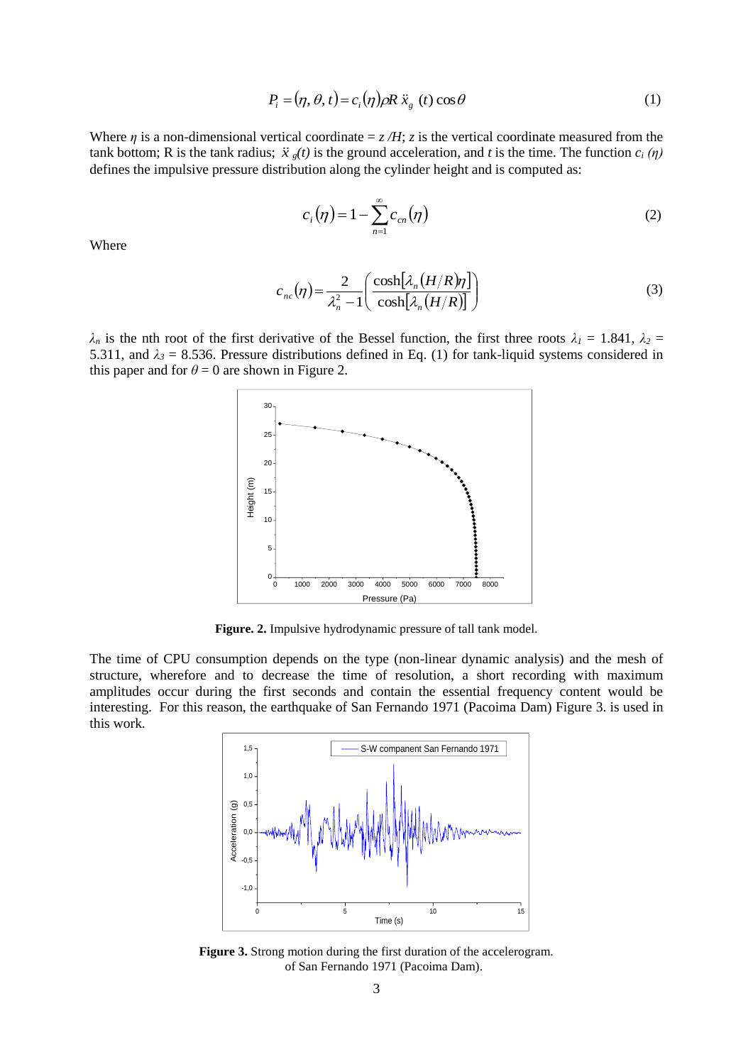$$P_i = (\eta, \theta, t) = c_i(\eta)\rho R\, \ddot{x}_g\,(t)\cos\theta \tag{1}$$

Where $\eta$ is a non-dimensional vertical coordinate = $z/H$; $z$ is the vertical coordinate measured from the tank bottom; R is the tank radius; $\ddot{x}_g(t)$ is the ground acceleration, and $t$ is the time. The function $c_i(\eta)$ defines the impulsive pressure distribution along the cylinder height and is computed as:

$$c_i(\eta) = 1 - \sum_{n=1}^{\infty} c_{cn}(\eta) \tag{2}$$

Where

$$c_{nc}(\eta) = \frac{2}{\lambda_n^2 - 1}\left(\frac{\cosh[\lambda_n(H/R)\eta]}{\cosh[\lambda_n(H/R)]}\right) \tag{3}$$

$\lambda_n$ is the nth root of the first derivative of the Bessel function, the first three roots $\lambda_1 = 1.841$, $\lambda_2 = 5.311$, and $\lambda_3 = 8.536$. Pressure distributions defined in Eq. (1) for tank-liquid systems considered in this paper and for $\theta = 0$ are shown in Figure 2.

**Figure. 2.** Impulsive hydrodynamic pressure of tall tank model.

The time of CPU consumption depends on the type (non-linear dynamic analysis) and the mesh of structure, wherefore and to decrease the time of resolution, a short recording with maximum amplitudes occur during the first seconds and contain the essential frequency content would be interesting. For this reason, the earthquake of San Fernando 1971 (Pacoima Dam) Figure 3. is used in this work.

**Figure 3.** Strong motion during the first duration of the accelerogram. of San Fernando 1971 (Pacoima Dam).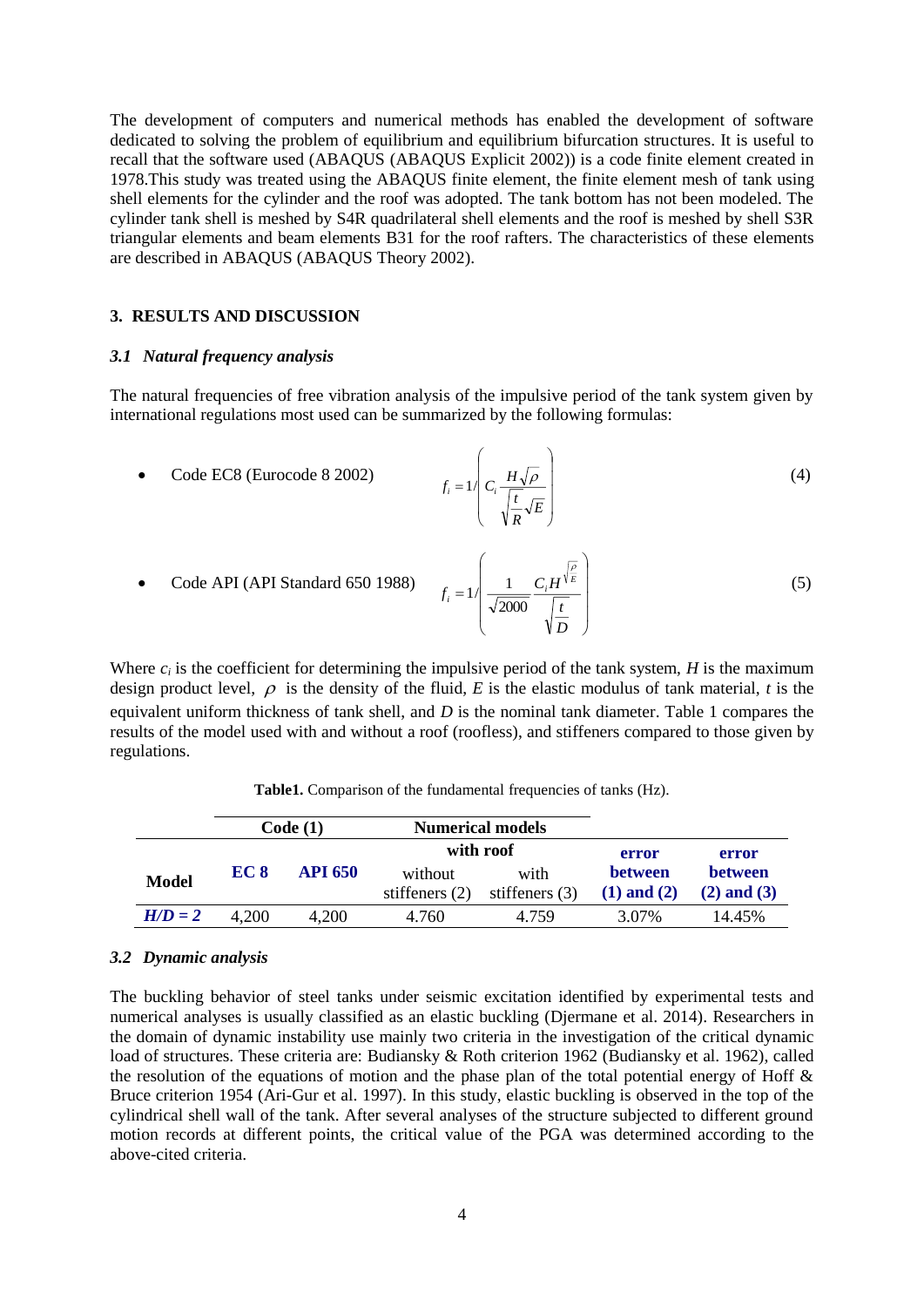The development of computers and numerical methods has enabled the development of software dedicated to solving the problem of equilibrium and equilibrium bifurcation structures. It is useful to recall that the software used (ABAQUS (ABAQUS Explicit 2002)) is a code finite element created in 1978.This study was treated using the ABAQUS finite element, the finite element mesh of tank using shell elements for the cylinder and the roof was adopted. The tank bottom has not been modeled. The cylinder tank shell is meshed by S4R quadrilateral shell elements and the roof is meshed by shell S3R triangular elements and beam elements B31 for the roof rafters. The characteristics of these elements are described in ABAQUS (ABAQUS Theory 2002).

## 3. RESULTS AND DISCUSSION

### *3.1 Natural frequency analysis*

The natural frequencies of free vibration analysis of the impulsive period of the tank system given by international regulations most used can be summarized by the following formulas:

- Code EC8 (Eurocode 8 2002)

$$f_i = 1/\left( C_i \frac{H\sqrt{\rho}}{\sqrt{\frac{t}{R}}\sqrt{E}} \right) \tag{4}$$

- Code API (API Standard 650 1988)

$$f_i = 1/\left( \frac{1}{\sqrt{2000}} \frac{C_i H^{\sqrt{\frac{\rho}{E}}}}{\sqrt{\frac{t}{D}}} \right) \tag{5}$$

Where $c_i$ is the coefficient for determining the impulsive period of the tank system, $H$ is the maximum design product level, $\rho$ is the density of the fluid, $E$ is the elastic modulus of tank material, $t$ is the equivalent uniform thickness of tank shell, and $D$ is the nominal tank diameter. Table 1 compares the results of the model used with and without a roof (roofless), and stiffeners compared to those given by regulations.

**Table1.** Comparison of the fundamental frequencies of tanks (Hz).

| Model | Code (1) | | Numerical models | | error between (1) and (2) | error between (2) and (3) |
|---|---|---|---|---|---|---|
| | | | with roof | | | |
| | EC 8 | API 650 | without stiffeners (2) | with stiffeners (3) | | |
| ***H/D = 2*** | 4,200 | 4,200 | 4.760 | 4.759 | 3.07% | 14.45% |

### *3.2 Dynamic analysis*

The buckling behavior of steel tanks under seismic excitation identified by experimental tests and numerical analyses is usually classified as an elastic buckling (Djermane et al. 2014). Researchers in the domain of dynamic instability use mainly two criteria in the investigation of the critical dynamic load of structures. These criteria are: Budiansky & Roth criterion 1962 (Budiansky et al. 1962), called the resolution of the equations of motion and the phase plan of the total potential energy of Hoff & Bruce criterion 1954 (Ari-Gur et al. 1997). In this study, elastic buckling is observed in the top of the cylindrical shell wall of the tank. After several analyses of the structure subjected to different ground motion records at different points, the critical value of the PGA was determined according to the above-cited criteria.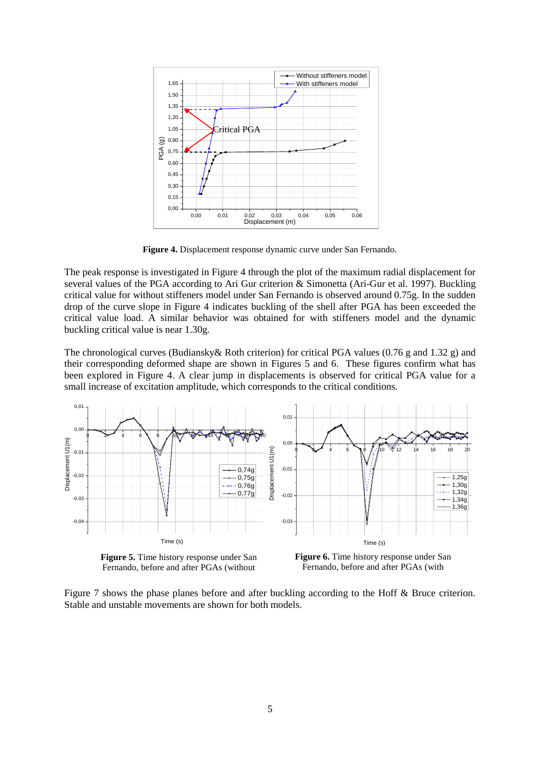**Figure 4.** Displacement response dynamic curve under San Fernando.

The peak response is investigated in Figure 4 through the plot of the maximum radial displacement for several values of the PGA according to Ari Gur criterion & Simonetta (Ari-Gur et al. 1997). Buckling critical value for without stiffeners model under San Fernando is observed around 0.75g. In the sudden drop of the curve slope in Figure 4 indicates buckling of the shell after PGA has been exceeded the critical value load. A similar behavior was obtained for with stiffeners model and the dynamic buckling critical value is near 1.30g.

The chronological curves (Budiansky& Roth criterion) for critical PGA values (0.76 g and 1.32 g) and their corresponding deformed shape are shown in Figures 5 and 6. These figures confirm what has been explored in Figure 4. A clear jump in displacements is observed for critical PGA value for a small increase of excitation amplitude, which corresponds to the critical conditions.

**Figure 5.** Time history response under San Fernando, before and after PGAs (without

**Figure 6.** Time history response under San Fernando, before and after PGAs (with

Figure 7 shows the phase planes before and after buckling according to the Hoff & Bruce criterion. Stable and unstable movements are shown for both models.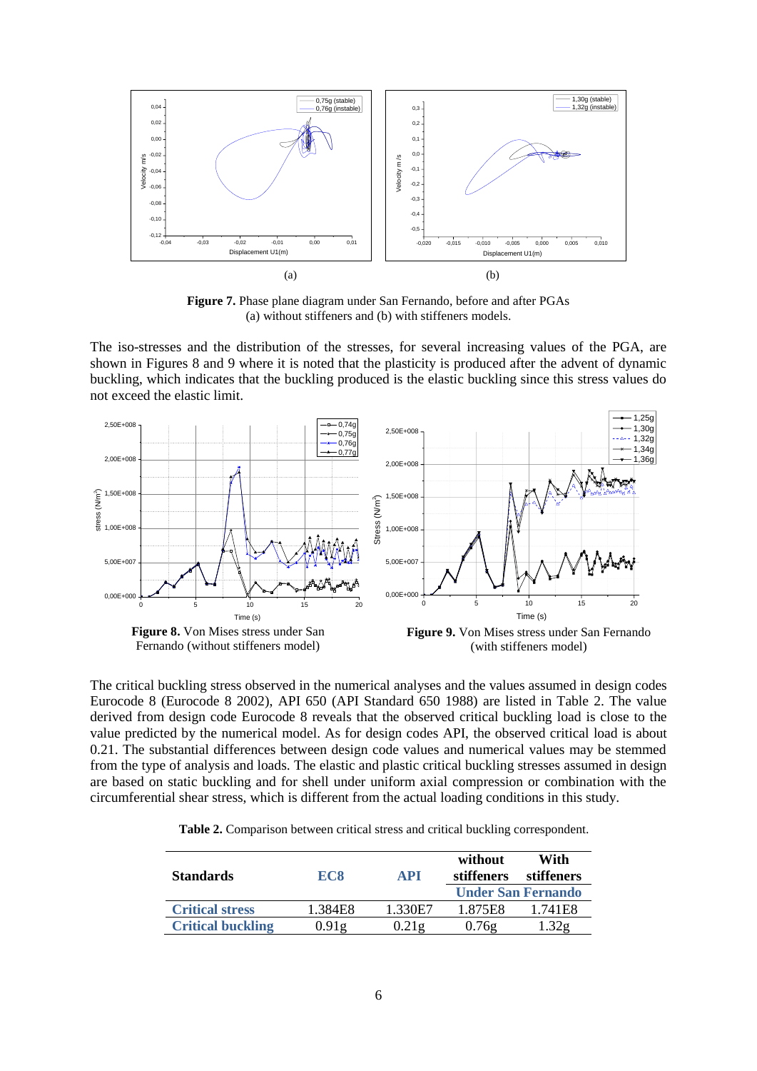(a) (b)

**Figure 7.** Phase plane diagram under San Fernando, before and after PGAs (a) without stiffeners and (b) with stiffeners models.

The iso-stresses and the distribution of the stresses, for several increasing values of the PGA, are shown in Figures 8 and 9 where it is noted that the plasticity is produced after the advent of dynamic buckling, which indicates that the buckling produced is the elastic buckling since this stress values do not exceed the elastic limit.

**Figure 8.** Von Mises stress under San Fernando (without stiffeners model)

**Figure 9.** Von Mises stress under San Fernando (with stiffeners model)

The critical buckling stress observed in the numerical analyses and the values assumed in design codes Eurocode 8 (Eurocode 8 2002), API 650 (API Standard 650 1988) are listed in Table 2. The value derived from design code Eurocode 8 reveals that the observed critical buckling load is close to the value predicted by the numerical model. As for design codes API, the observed critical load is about 0.21. The substantial differences between design code values and numerical values may be stemmed from the type of analysis and loads. The elastic and plastic critical buckling stresses assumed in design are based on static buckling and for shell under uniform axial compression or combination with the circumferential shear stress, which is different from the actual loading conditions in this study.

**Table 2.** Comparison between critical stress and critical buckling correspondent.

| **Standards** | **EC8** | **API** | **without stiffeners** | **With stiffeners** |
|---|---|---|---|---|
| | | | **Under San Fernando** | |
| **Critical stress** | 1.384E8 | 1.330E7 | 1.875E8 | 1.741E8 |
| **Critical buckling** | 0.91g | 0.21g | 0.76g | 1.32g |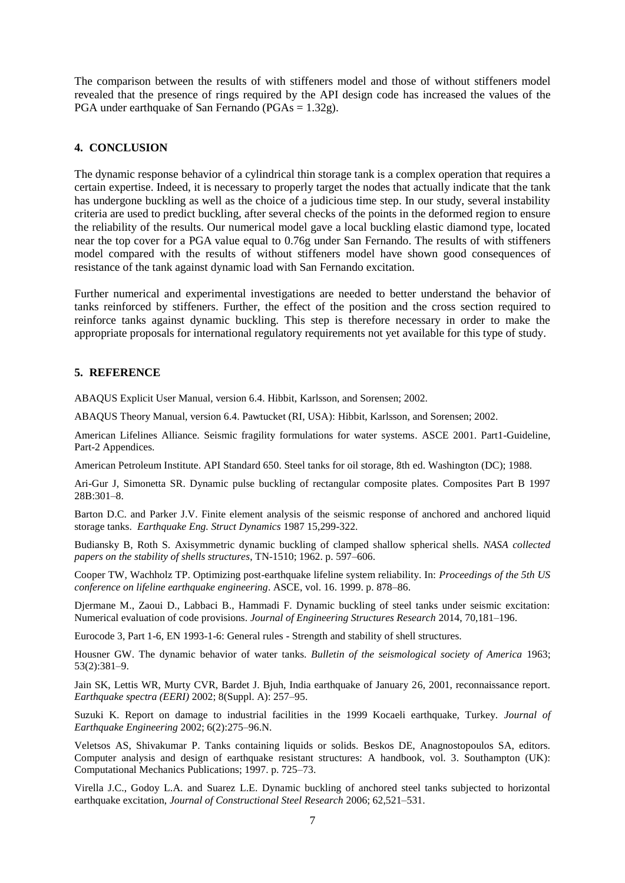The comparison between the results of with stiffeners model and those of without stiffeners model revealed that the presence of rings required by the API design code has increased the values of the PGA under earthquake of San Fernando (PGAs = 1.32g).

## 4. CONCLUSION

The dynamic response behavior of a cylindrical thin storage tank is a complex operation that requires a certain expertise. Indeed, it is necessary to properly target the nodes that actually indicate that the tank has undergone buckling as well as the choice of a judicious time step. In our study, several instability criteria are used to predict buckling, after several checks of the points in the deformed region to ensure the reliability of the results. Our numerical model gave a local buckling elastic diamond type, located near the top cover for a PGA value equal to 0.76g under San Fernando. The results of with stiffeners model compared with the results of without stiffeners model have shown good consequences of resistance of the tank against dynamic load with San Fernando excitation.

Further numerical and experimental investigations are needed to better understand the behavior of tanks reinforced by stiffeners. Further, the effect of the position and the cross section required to reinforce tanks against dynamic buckling. This step is therefore necessary in order to make the appropriate proposals for international regulatory requirements not yet available for this type of study.

## 5. REFERENCE

ABAQUS Explicit User Manual, version 6.4. Hibbit, Karlsson, and Sorensen; 2002.

ABAQUS Theory Manual, version 6.4. Pawtucket (RI, USA): Hibbit, Karlsson, and Sorensen; 2002.

American Lifelines Alliance. Seismic fragility formulations for water systems. ASCE 2001. Part1-Guideline, Part-2 Appendices.

American Petroleum Institute. API Standard 650. Steel tanks for oil storage, 8th ed. Washington (DC); 1988.

Ari-Gur J, Simonetta SR. Dynamic pulse buckling of rectangular composite plates. Composites Part B 1997 28B:301–8.

Barton D.C. and Parker J.V. Finite element analysis of the seismic response of anchored and anchored liquid storage tanks. *Earthquake Eng. Struct Dynamics* 1987 15,299-322.

Budiansky B, Roth S. Axisymmetric dynamic buckling of clamped shallow spherical shells. *NASA collected papers on the stability of shells structures*, TN-1510; 1962. p. 597–606.

Cooper TW, Wachholz TP. Optimizing post-earthquake lifeline system reliability. In: *Proceedings of the 5th US conference on lifeline earthquake engineering*. ASCE, vol. 16. 1999. p. 878–86.

Djermane M., Zaoui D., Labbaci B., Hammadi F. Dynamic buckling of steel tanks under seismic excitation: Numerical evaluation of code provisions. *Journal of Engineering Structures Research* 2014, 70,181–196.

Eurocode 3, Part 1-6, EN 1993-1-6: General rules - Strength and stability of shell structures.

Housner GW. The dynamic behavior of water tanks. *Bulletin of the seismological society of America* 1963; 53(2):381–9.

Jain SK, Lettis WR, Murty CVR, Bardet J. Bjuh, India earthquake of January 26, 2001, reconnaissance report. *Earthquake spectra (EERI)* 2002; 8(Suppl. A): 257–95.

Suzuki K. Report on damage to industrial facilities in the 1999 Kocaeli earthquake, Turkey. *Journal of Earthquake Engineering* 2002; 6(2):275–96.N.

Veletsos AS, Shivakumar P. Tanks containing liquids or solids. Beskos DE, Anagnostopoulos SA, editors. Computer analysis and design of earthquake resistant structures: A handbook, vol. 3. Southampton (UK): Computational Mechanics Publications; 1997. p. 725–73.

Virella J.C., Godoy L.A. and Suarez L.E. Dynamic buckling of anchored steel tanks subjected to horizontal earthquake excitation, *Journal of Constructional Steel Research* 2006; 62,521–531.